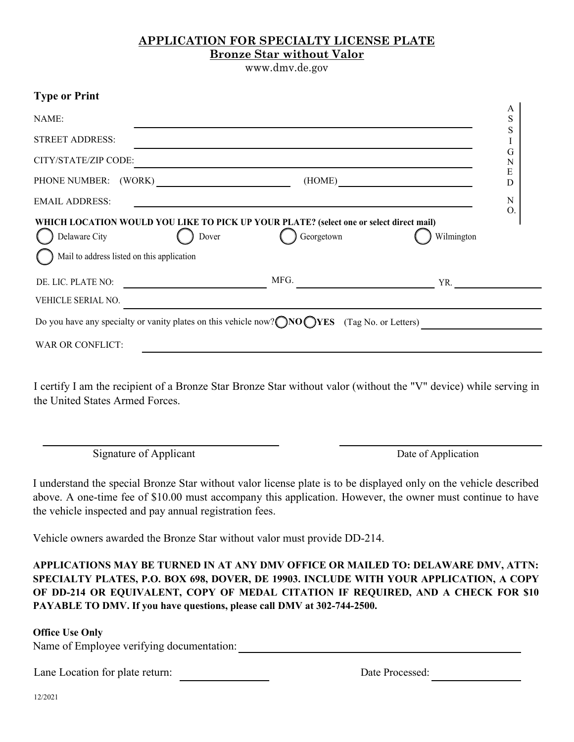# APPLICATION FOR SPECIALTY LICENSE PLATE

## Bronze Star without Valor

www.dmv.de.gov

**Type or Print**

NAME: ______________________________

STREET ADDRESS: ______________________________

CITY/STATE/ZIP CODE: ______________________________

PHONE NUMBER: (WORK) ______________ (HOME) ______________

EMAIL ADDRESS: ______________________________

ASSIGNED NO.

**WHICH LOCATION WOULD YOU LIKE TO PICK UP YOUR PLATE? (select one or select direct mail)**

◯ Delaware City ◯ Dover ◯ Georgetown ◯ Wilmington

◯ Mail to address listed on this application

DE. LIC. PLATE NO: ______________ MFG. ______________ YR. ______________

VEHICLE SERIAL NO. ______________________________

Do you have any specialty or vanity plates on this vehicle now? ◯**NO** ◯**YES** (Tag No. or Letters) ______________

WAR OR CONFLICT: ______________________________

I certify I am the recipient of a Bronze Star Bronze Star without valor (without the "V" device) while serving in the United States Armed Forces.

______________________________ ______________________________

Signature of Applicant Date of Application

I understand the special Bronze Star without valor license plate is to be displayed only on the vehicle described above. A one-time fee of $10.00 must accompany this application. However, the owner must continue to have the vehicle inspected and pay annual registration fees.

Vehicle owners awarded the Bronze Star without valor must provide DD-214.

**APPLICATIONS MAY BE TURNED IN AT ANY DMV OFFICE OR MAILED TO: DELAWARE DMV, ATTN: SPECIALTY PLATES, P.O. BOX 698, DOVER, DE 19903. INCLUDE WITH YOUR APPLICATION, A COPY OF DD-214 OR EQUIVALENT, COPY OF MEDAL CITATION IF REQUIRED, AND A CHECK FOR $10 PAYABLE TO DMV. If you have questions, please call DMV at 302-744-2500.**

**Office Use Only**

Name of Employee verifying documentation: ______________________________

Lane Location for plate return: ______________ Date Processed: ______________

12/2021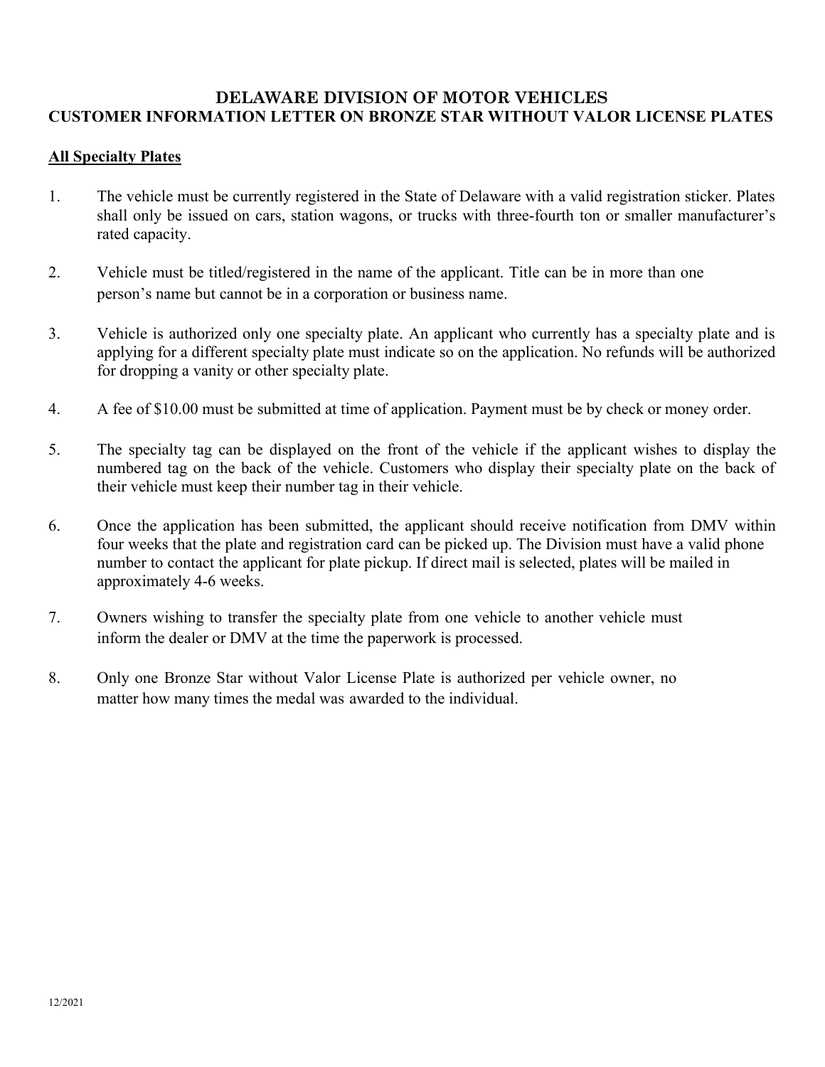# DELAWARE DIVISION OF MOTOR VEHICLES
## CUSTOMER INFORMATION LETTER ON BRONZE STAR WITHOUT VALOR LICENSE PLATES

**<u>All Specialty Plates</u>**

1. The vehicle must be currently registered in the State of Delaware with a valid registration sticker. Plates shall only be issued on cars, station wagons, or trucks with three-fourth ton or smaller manufacturer's rated capacity.

2. Vehicle must be titled/registered in the name of the applicant. Title can be in more than one person's name but cannot be in a corporation or business name.

3. Vehicle is authorized only one specialty plate. An applicant who currently has a specialty plate and is applying for a different specialty plate must indicate so on the application. No refunds will be authorized for dropping a vanity or other specialty plate.

4. A fee of $10.00 must be submitted at time of application. Payment must be by check or money order.

5. The specialty tag can be displayed on the front of the vehicle if the applicant wishes to display the numbered tag on the back of the vehicle. Customers who display their specialty plate on the back of their vehicle must keep their number tag in their vehicle.

6. Once the application has been submitted, the applicant should receive notification from DMV within four weeks that the plate and registration card can be picked up. The Division must have a valid phone number to contact the applicant for plate pickup. If direct mail is selected, plates will be mailed in approximately 4-6 weeks.

7. Owners wishing to transfer the specialty plate from one vehicle to another vehicle must inform the dealer or DMV at the time the paperwork is processed.

8. Only one Bronze Star without Valor License Plate is authorized per vehicle owner, no matter how many times the medal was awarded to the individual.

12/2021